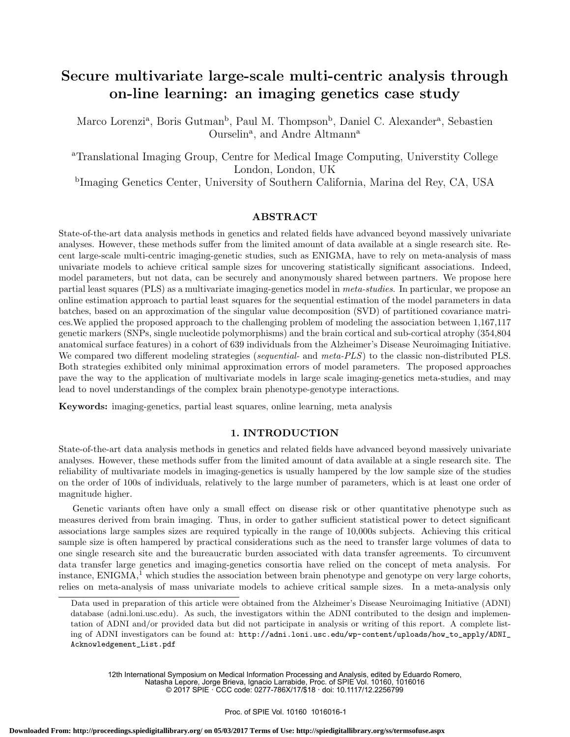# Secure multivariate large-scale multi-centric analysis through on-line learning: an imaging genetics case study

Marco Lorenzi[a], Boris Gutman[b], Paul M. Thompson[b], Daniel C. Alexander[a], Sebastien Ourselin[a], and Andre Altmann[a]

[a]Translational Imaging Group, Centre for Medical Image Computing, Universtity College London, London, UK

[b]Imaging Genetics Center, University of Southern California, Marina del Rey, CA, USA

## ABSTRACT

State-of-the-art data analysis methods in genetics and related fields have advanced beyond massively univariate analyses. However, these methods suffer from the limited amount of data available at a single research site. Recent large-scale multi-centric imaging-genetic studies, such as ENIGMA, have to rely on meta-analysis of mass univariate models to achieve critical sample sizes for uncovering statistically significant associations. Indeed, model parameters, but not data, can be securely and anonymously shared between partners. We propose here partial least squares (PLS) as a multivariate imaging-genetics model in *meta-studies*. In particular, we propose an online estimation approach to partial least squares for the sequential estimation of the model parameters in data batches, based on an approximation of the singular value decomposition (SVD) of partitioned covariance matrices.We applied the proposed approach to the challenging problem of modeling the association between 1,167,117 genetic markers (SNPs, single nucleotide polymorphisms) and the brain cortical and sub-cortical atrophy (354,804 anatomical surface features) in a cohort of 639 individuals from the Alzheimer's Disease Neuroimaging Initiative. We compared two different modeling strategies (*sequential*- and *meta-PLS*) to the classic non-distributed PLS. Both strategies exhibited only minimal approximation errors of model parameters. The proposed approaches pave the way to the application of multivariate models in large scale imaging-genetics meta-studies, and may lead to novel understandings of the complex brain phenotype-genotype interactions.

**Keywords:** imaging-genetics, partial least squares, online learning, meta analysis

## 1. INTRODUCTION

State-of-the-art data analysis methods in genetics and related fields have advanced beyond massively univariate analyses. However, these methods suffer from the limited amount of data available at a single research site. The reliability of multivariate models in imaging-genetics is usually hampered by the low sample size of the studies on the order of 100s of individuals, relatively to the large number of parameters, which is at least one order of magnitude higher.

Genetic variants often have only a small effect on disease risk or other quantitative phenotype such as measures derived from brain imaging. Thus, in order to gather sufficient statistical power to detect significant associations large samples sizes are required typically in the range of 10,000s subjects. Achieving this critical sample size is often hampered by practical considerations such as the need to transfer large volumes of data to one single research site and the bureaucratic burden associated with data transfer agreements. To circumvent data transfer large genetics and imaging-genetics consortia have relied on the concept of meta analysis. For instance, ENIGMA,[1] which studies the association between brain phenotype and genotype on very large cohorts, relies on meta-analysis of mass univariate models to achieve critical sample sizes. In a meta-analysis only

Data used in preparation of this article were obtained from the Alzheimer's Disease Neuroimaging Initiative (ADNI) database (adni.loni.usc.edu). As such, the investigators within the ADNI contributed to the design and implementation of ADNI and/or provided data but did not participate in analysis or writing of this report. A complete listing of ADNI investigators can be found at: http://adni.loni.usc.edu/wp-content/uploads/how_to_apply/ADNI_Acknowledgement_List.pdf

12th International Symposium on Medical Information Processing and Analysis, edited by Eduardo Romero, Natasha Lepore, Jorge Brieva, Ignacio Larrabide, Proc. of SPIE Vol. 10160, 1016016
© 2017 SPIE · CCC code: 0277-786X/17/$18 · doi: 10.1117/12.2256799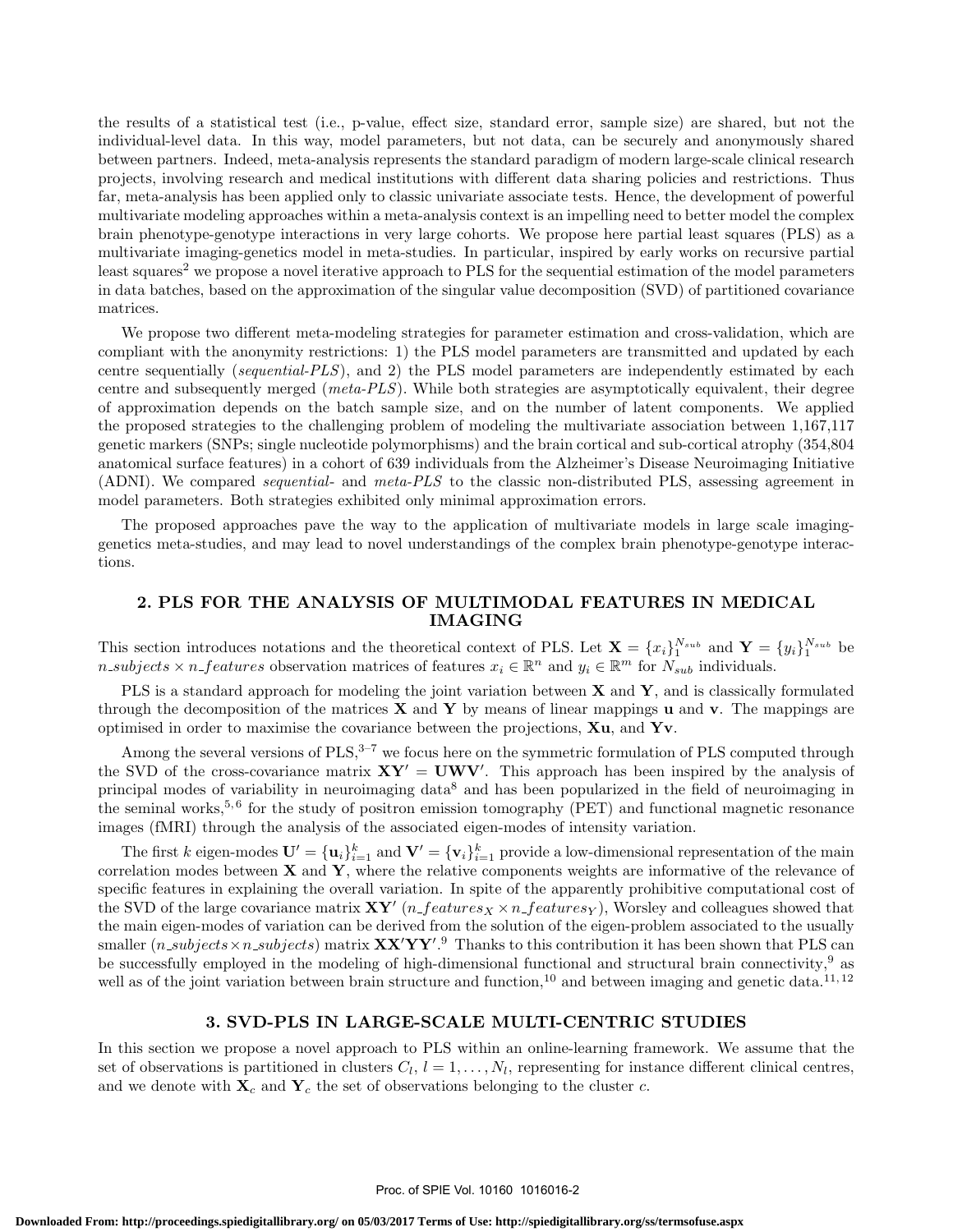the results of a statistical test (i.e., p-value, effect size, standard error, sample size) are shared, but not the individual-level data. In this way, model parameters, but not data, can be securely and anonymously shared between partners. Indeed, meta-analysis represents the standard paradigm of modern large-scale clinical research projects, involving research and medical institutions with different data sharing policies and restrictions. Thus far, meta-analysis has been applied only to classic univariate associate tests. Hence, the development of powerful multivariate modeling approaches within a meta-analysis context is an impelling need to better model the complex brain phenotype-genotype interactions in very large cohorts. We propose here partial least squares (PLS) as a multivariate imaging-genetics model in meta-studies. In particular, inspired by early works on recursive partial least squares[2] we propose a novel iterative approach to PLS for the sequential estimation of the model parameters in data batches, based on the approximation of the singular value decomposition (SVD) of partitioned covariance matrices.

We propose two different meta-modeling strategies for parameter estimation and cross-validation, which are compliant with the anonymity restrictions: 1) the PLS model parameters are transmitted and updated by each centre sequentially (*sequential-PLS*), and 2) the PLS model parameters are independently estimated by each centre and subsequently merged (*meta-PLS*). While both strategies are asymptotically equivalent, their degree of approximation depends on the batch sample size, and on the number of latent components. We applied the proposed strategies to the challenging problem of modeling the multivariate association between 1,167,117 genetic markers (SNPs; single nucleotide polymorphisms) and the brain cortical and sub-cortical atrophy (354,804 anatomical surface features) in a cohort of 639 individuals from the Alzheimer's Disease Neuroimaging Initiative (ADNI). We compared *sequential-* and *meta-PLS* to the classic non-distributed PLS, assessing agreement in model parameters. Both strategies exhibited only minimal approximation errors.

The proposed approaches pave the way to the application of multivariate models in large scale imaging-genetics meta-studies, and may lead to novel understandings of the complex brain phenotype-genotype interactions.

## 2. PLS FOR THE ANALYSIS OF MULTIMODAL FEATURES IN MEDICAL IMAGING

This section introduces notations and the theoretical context of PLS. Let $\mathbf{X} = \{x_i\}_1^{N_{sub}}$ and $\mathbf{Y} = \{y_i\}_1^{N_{sub}}$ be $n\_subjects \times n\_features$ observation matrices of features $x_i \in \mathbb{R}^n$ and $y_i \in \mathbb{R}^m$ for $N_{sub}$ individuals.

PLS is a standard approach for modeling the joint variation between $\mathbf{X}$ and $\mathbf{Y}$, and is classically formulated through the decomposition of the matrices $\mathbf{X}$ and $\mathbf{Y}$ by means of linear mappings $\mathbf{u}$ and $\mathbf{v}$. The mappings are optimised in order to maximise the covariance between the projections, $\mathbf{Xu}$, and $\mathbf{Yv}$.

Among the several versions of PLS,[3–7] we focus here on the symmetric formulation of PLS computed through the SVD of the cross-covariance matrix $\mathbf{XY}' = \mathbf{UWV}'$. This approach has been inspired by the analysis of principal modes of variability in neuroimaging data[8] and has been popularized in the field of neuroimaging in the seminal works,[5,6] for the study of positron emission tomography (PET) and functional magnetic resonance images (fMRI) through the analysis of the associated eigen-modes of intensity variation.

The first $k$ eigen-modes $\mathbf{U}' = \{\mathbf{u}_i\}_{i=1}^k$ and $\mathbf{V}' = \{\mathbf{v}_i\}_{i=1}^k$ provide a low-dimensional representation of the main correlation modes between $\mathbf{X}$ and $\mathbf{Y}$, where the relative components weights are informative of the relevance of specific features in explaining the overall variation. In spite of the apparently prohibitive computational cost of the SVD of the large covariance matrix $\mathbf{XY}'$ ($n\_features_X \times n\_features_Y$), Worsley and colleagues showed that the main eigen-modes of variation can be derived from the solution of the eigen-problem associated to the usually smaller ($n\_subjects \times n\_subjects$) matrix $\mathbf{XX}'\mathbf{YY}'$.[9] Thanks to this contribution it has been shown that PLS can be successfully employed in the modeling of high-dimensional functional and structural brain connectivity,[9] as well as of the joint variation between brain structure and function,[10] and between imaging and genetic data.[11,12]

## 3. SVD-PLS IN LARGE-SCALE MULTI-CENTRIC STUDIES

In this section we propose a novel approach to PLS within an online-learning framework. We assume that the set of observations is partitioned in clusters $C_l$, $l = 1, \ldots, N_l$, representing for instance different clinical centres, and we denote with $\mathbf{X}_c$ and $\mathbf{Y}_c$ the set of observations belonging to the cluster $c$.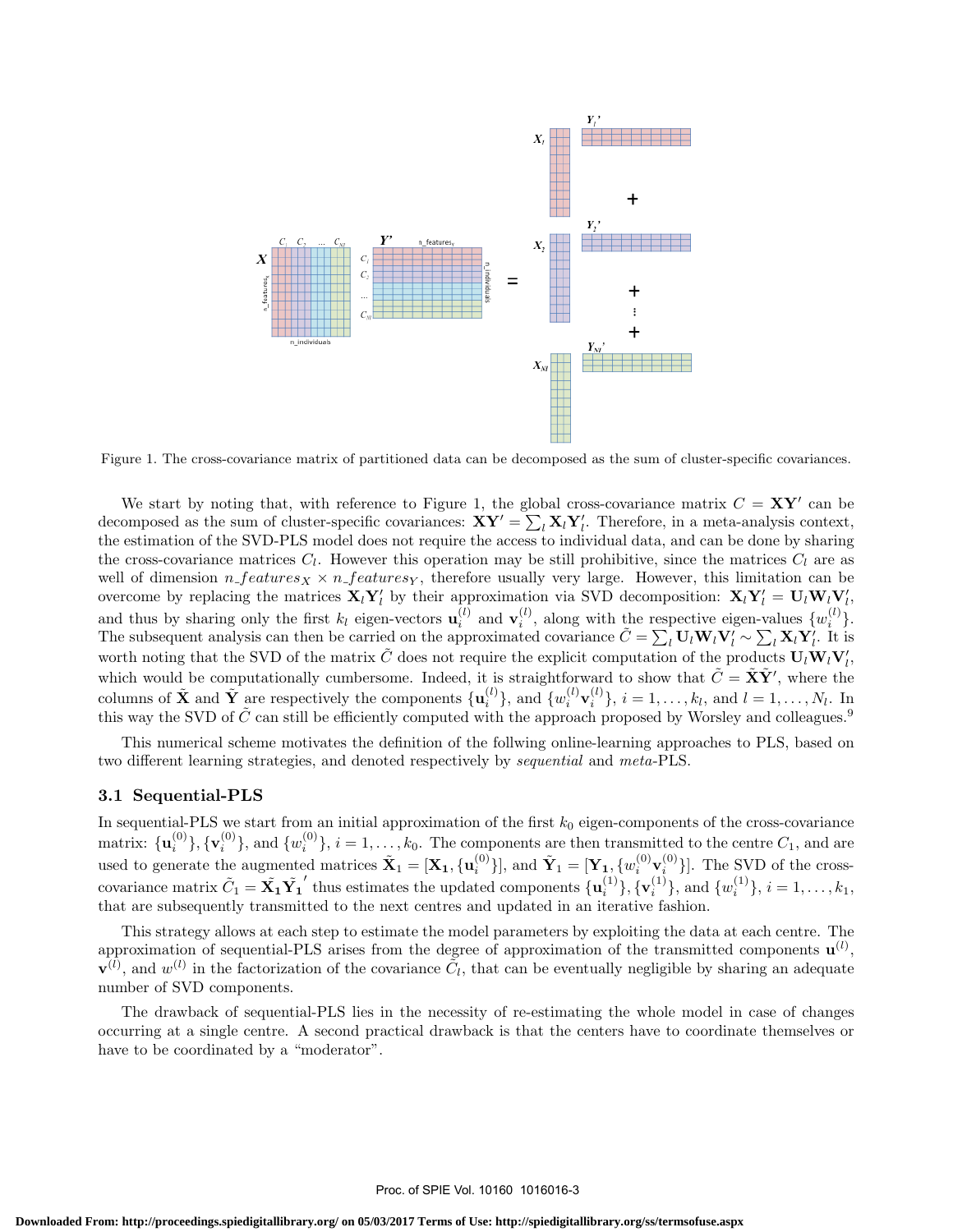Figure 1. The cross-covariance matrix of partitioned data can be decomposed as the sum of cluster-specific covariances.

We start by noting that, with reference to Figure 1, the global cross-covariance matrix $C = \mathbf{X}\mathbf{Y}'$ can be decomposed as the sum of cluster-specific covariances: $\mathbf{X}\mathbf{Y}' = \sum_l \mathbf{X}_l\mathbf{Y}_l'$. Therefore, in a meta-analysis context, the estimation of the SVD-PLS model does not require the access to individual data, and can be done by sharing the cross-covariance matrices $C_l$. However this operation may be still prohibitive, since the matrices $C_l$ are as well of dimension $n\_features_X \times n\_features_Y$, therefore usually very large. However, this limitation can be overcome by replacing the matrices $\mathbf{X}_l\mathbf{Y}_l'$ by their approximation via SVD decomposition: $\mathbf{X}_l\mathbf{Y}_l' = \mathbf{U}_l\mathbf{W}_l\mathbf{V}_l'$, and thus by sharing only the first $k_l$ eigen-vectors $\mathbf{u}_i^{(l)}$ and $\mathbf{v}_i^{(l)}$, along with the respective eigen-values $\{w_i^{(l)}\}$. The subsequent analysis can then be carried on the approximated covariance $\tilde{C} = \sum_l \mathbf{U}_l\mathbf{W}_l\mathbf{V}_l' \sim \sum_l \mathbf{X}_l\mathbf{Y}_l'$. It is worth noting that the SVD of the matrix $\tilde{C}$ does not require the explicit computation of the products $\mathbf{U}_l\mathbf{W}_l\mathbf{V}_l'$, which would be computationally cumbersome. Indeed, it is straightforward to show that $\tilde{C} = \tilde{\mathbf{X}}\tilde{\mathbf{Y}}'$, where the columns of $\tilde{\mathbf{X}}$ and $\tilde{\mathbf{Y}}$ are respectively the components $\{\mathbf{u}_i^{(l)}\}$, and $\{w_i^{(l)}\mathbf{v}_i^{(l)}\}$, $i = 1, \ldots, k_l$, and $l = 1, \ldots, N_l$. In this way the SVD of $\tilde{C}$ can still be efficiently computed with the approach proposed by Worsley and colleagues.[9]

This numerical scheme motivates the definition of the follwing online-learning approaches to PLS, based on two different learning strategies, and denoted respectively by *sequential* and *meta*-PLS.

### 3.1 Sequential-PLS

In sequential-PLS we start from an initial approximation of the first $k_0$ eigen-components of the cross-covariance matrix: $\{\mathbf{u}_i^{(0)}\}, \{\mathbf{v}_i^{(0)}\}$, and $\{w_i^{(0)}\}$, $i = 1, \ldots, k_0$. The components are then transmitted to the centre $C_1$, and are used to generate the augmented matrices $\tilde{\mathbf{X}}_1 = [\mathbf{X_1}, \{\mathbf{u}_i^{(0)}\}]$, and $\tilde{\mathbf{Y}}_1 = [\mathbf{Y_1}, \{w_i^{(0)}\mathbf{v}_i^{(0)}\}]$. The SVD of the cross-covariance matrix $\tilde{C}_1 = \tilde{\mathbf{X}}_\mathbf{1}\tilde{\mathbf{Y}}_\mathbf{1}{}'$ thus estimates the updated components $\{\mathbf{u}_i^{(1)}\}, \{\mathbf{v}_i^{(1)}\}$, and $\{w_i^{(1)}\}$, $i = 1, \ldots, k_1$, that are subsequently transmitted to the next centres and updated in an iterative fashion.

This strategy allows at each step to estimate the model parameters by exploiting the data at each centre. The approximation of sequential-PLS arises from the degree of approximation of the transmitted components $\mathbf{u}^{(l)}$, $\mathbf{v}^{(l)}$, and $w^{(l)}$ in the factorization of the covariance $\tilde{C}_l$, that can be eventually negligible by sharing an adequate number of SVD components.

The drawback of sequential-PLS lies in the necessity of re-estimating the whole model in case of changes occurring at a single centre. A second practical drawback is that the centers have to coordinate themselves or have to be coordinated by a "moderator".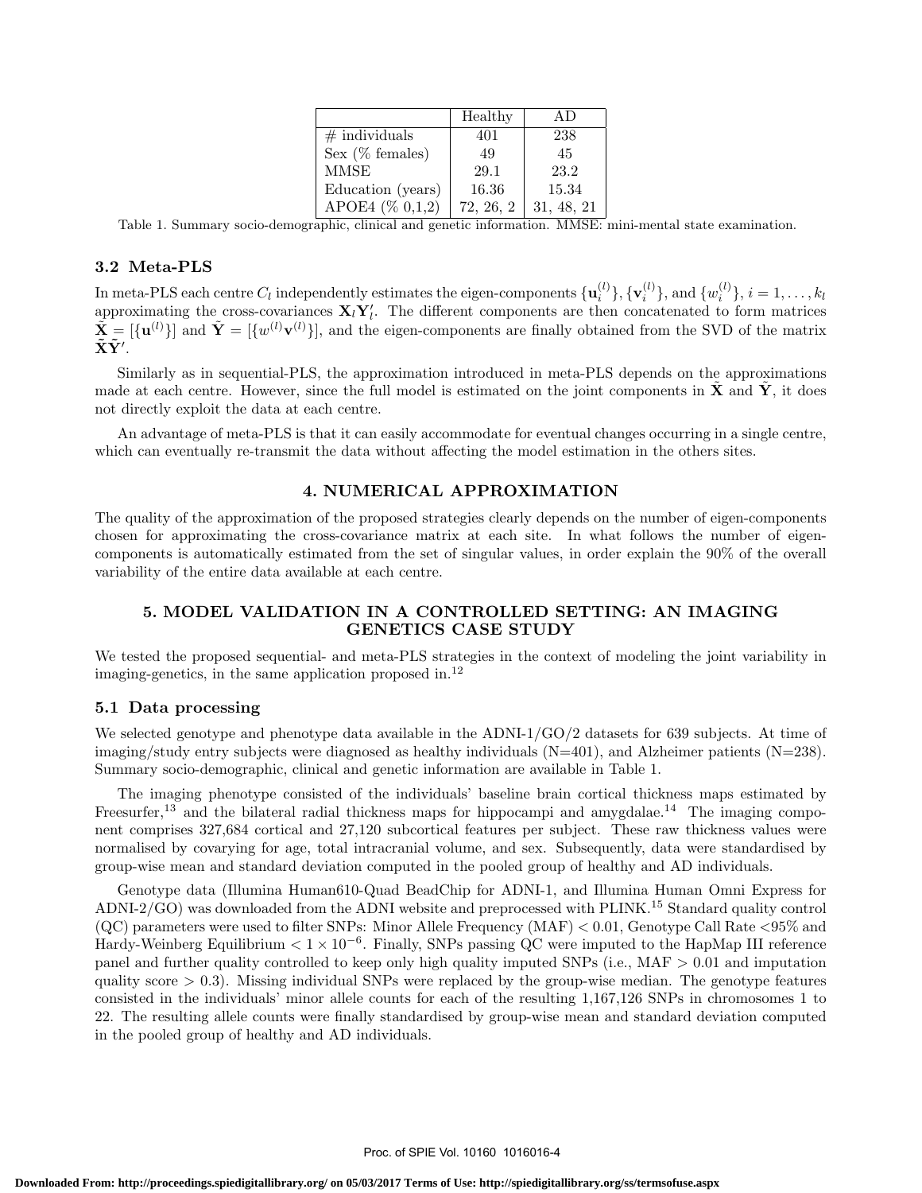|  | Healthy | AD |
|---|---|---|
| # individuals | 401 | 238 |
| Sex (% females) | 49 | 45 |
| MMSE | 29.1 | 23.2 |
| Education (years) | 16.36 | 15.34 |
| APOE4 (% 0,1,2) | 72, 26, 2 | 31, 48, 21 |

Table 1. Summary socio-demographic, clinical and genetic information. MMSE: mini-mental state examination.

### 3.2 Meta-PLS

In meta-PLS each centre $C_l$ independently estimates the eigen-components $\{\mathbf{u}_i^{(l)}\}, \{\mathbf{v}_i^{(l)}\}$, and $\{w_i^{(l)}\}$, $i = 1, \ldots, k_l$ approximating the cross-covariances $\mathbf{X}_l\mathbf{Y}_l'$. The different components are then concatenated to form matrices $\tilde{\mathbf{X}} = [\{\mathbf{u}^{(l)}\}]$ and $\tilde{\mathbf{Y}} = [\{w^{(l)}\mathbf{v}^{(l)}\}]$, and the eigen-components are finally obtained from the SVD of the matrix $\tilde{\mathbf{X}}\tilde{\mathbf{Y}}'$.

Similarly as in sequential-PLS, the approximation introduced in meta-PLS depends on the approximations made at each centre. However, since the full model is estimated on the joint components in $\tilde{\mathbf{X}}$ and $\tilde{\mathbf{Y}}$, it does not directly exploit the data at each centre.

An advantage of meta-PLS is that it can easily accommodate for eventual changes occurring in a single centre, which can eventually re-transmit the data without affecting the model estimation in the others sites.

## 4. NUMERICAL APPROXIMATION

The quality of the approximation of the proposed strategies clearly depends on the number of eigen-components chosen for approximating the cross-covariance matrix at each site. In what follows the number of eigen-components is automatically estimated from the set of singular values, in order explain the 90% of the overall variability of the entire data available at each centre.

## 5. MODEL VALIDATION IN A CONTROLLED SETTING: AN IMAGING GENETICS CASE STUDY

We tested the proposed sequential- and meta-PLS strategies in the context of modeling the joint variability in imaging-genetics, in the same application proposed in.[12]

### 5.1 Data processing

We selected genotype and phenotype data available in the ADNI-1/GO/2 datasets for 639 subjects. At time of imaging/study entry subjects were diagnosed as healthy individuals (N=401), and Alzheimer patients (N=238). Summary socio-demographic, clinical and genetic information are available in Table 1.

The imaging phenotype consisted of the individuals' baseline brain cortical thickness maps estimated by Freesurfer,[13] and the bilateral radial thickness maps for hippocampi and amygdalae.[14] The imaging component comprises 327,684 cortical and 27,120 subcortical features per subject. These raw thickness values were normalised by covarying for age, total intracranial volume, and sex. Subsequently, data were standardised by group-wise mean and standard deviation computed in the pooled group of healthy and AD individuals.

Genotype data (Illumina Human610-Quad BeadChip for ADNI-1, and Illumina Human Omni Express for ADNI-2/GO) was downloaded from the ADNI website and preprocessed with PLINK.[15] Standard quality control (QC) parameters were used to filter SNPs: Minor Allele Frequency (MAF) $< 0.01$, Genotype Call Rate $<95\%$ and Hardy-Weinberg Equilibrium $< 1 \times 10^{-6}$. Finally, SNPs passing QC were imputed to the HapMap III reference panel and further quality controlled to keep only high quality imputed SNPs (i.e., MAF $> 0.01$ and imputation quality score $> 0.3$). Missing individual SNPs were replaced by the group-wise median. The genotype features consisted in the individuals' minor allele counts for each of the resulting 1,167,126 SNPs in chromosomes 1 to 22. The resulting allele counts were finally standardised by group-wise mean and standard deviation computed in the pooled group of healthy and AD individuals.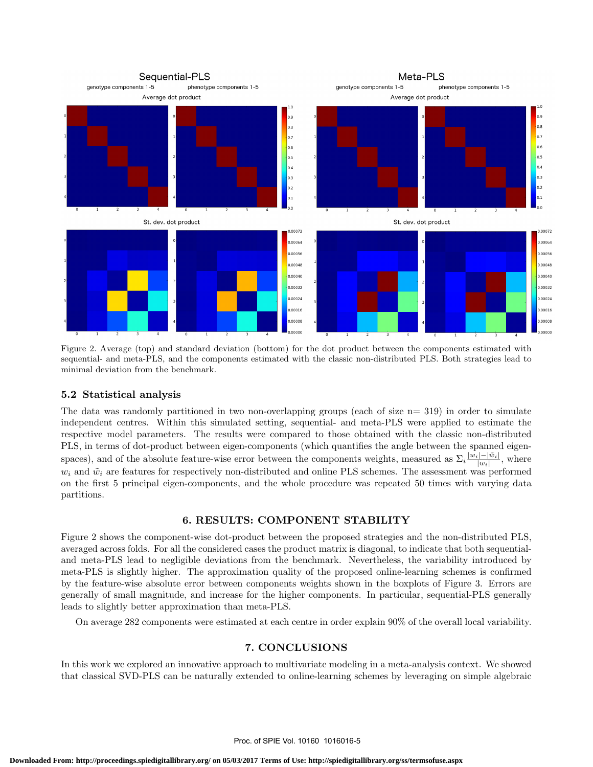Figure 2. Average (top) and standard deviation (bottom) for the dot product between the components estimated with sequential- and meta-PLS, and the components estimated with the classic non-distributed PLS. Both strategies lead to minimal deviation from the benchmark.

### 5.2 Statistical analysis

The data was randomly partitioned in two non-overlapping groups (each of size n= 319) in order to simulate independent centres. Within this simulated setting, sequential- and meta-PLS were applied to estimate the respective model parameters. The results were compared to those obtained with the classic non-distributed PLS, in terms of dot-product between eigen-components (which quantifies the angle between the spanned eigen-spaces), and of the absolute feature-wise error between the components weights, measured as $\Sigma_i \frac{|w_i| - |\tilde{w}_i|}{|w_i|}$, where $w_i$ and $\tilde{w}_i$ are features for respectively non-distributed and online PLS schemes. The assessment was performed on the first 5 principal eigen-components, and the whole procedure was repeated 50 times with varying data partitions.

## 6. RESULTS: COMPONENT STABILITY

Figure 2 shows the component-wise dot-product between the proposed strategies and the non-distributed PLS, averaged across folds. For all the considered cases the product matrix is diagonal, to indicate that both sequential- and meta-PLS lead to negligible deviations from the benchmark. Nevertheless, the variability introduced by meta-PLS is slightly higher. The approximation quality of the proposed online-learning schemes is confirmed by the feature-wise absolute error between components weights shown in the boxplots of Figure 3. Errors are generally of small magnitude, and increase for the higher components. In particular, sequential-PLS generally leads to slightly better approximation than meta-PLS.

On average 282 components were estimated at each centre in order explain 90% of the overall local variability.

## 7. CONCLUSIONS

In this work we explored an innovative approach to multivariate modeling in a meta-analysis context. We showed that classical SVD-PLS can be naturally extended to online-learning schemes by leveraging on simple algebraic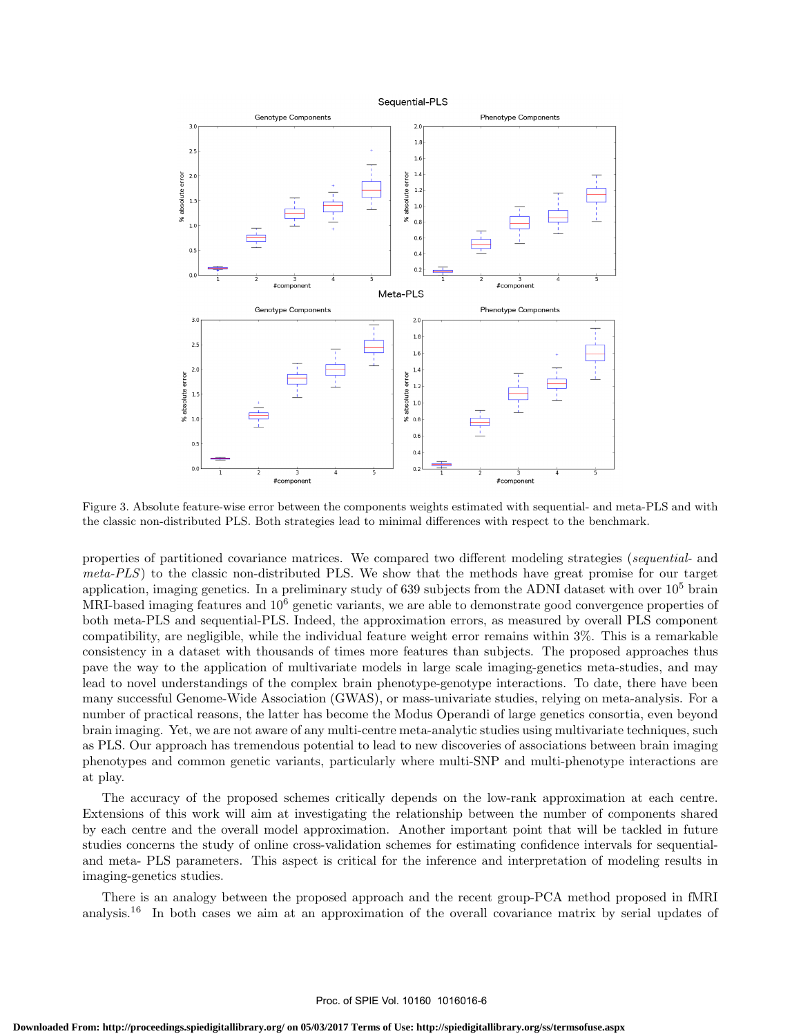Figure 3. Absolute feature-wise error between the components weights estimated with sequential- and meta-PLS and with the classic non-distributed PLS. Both strategies lead to minimal differences with respect to the benchmark.

properties of partitioned covariance matrices. We compared two different modeling strategies (*sequential-* and *meta-PLS*) to the classic non-distributed PLS. We show that the methods have great promise for our target application, imaging genetics. In a preliminary study of 639 subjects from the ADNI dataset with over $10^5$ brain MRI-based imaging features and $10^6$ genetic variants, we are able to demonstrate good convergence properties of both meta-PLS and sequential-PLS. Indeed, the approximation errors, as measured by overall PLS component compatibility, are negligible, while the individual feature weight error remains within 3%. This is a remarkable consistency in a dataset with thousands of times more features than subjects. The proposed approaches thus pave the way to the application of multivariate models in large scale imaging-genetics meta-studies, and may lead to novel understandings of the complex brain phenotype-genotype interactions. To date, there have been many successful Genome-Wide Association (GWAS), or mass-univariate studies, relying on meta-analysis. For a number of practical reasons, the latter has become the Modus Operandi of large genetics consortia, even beyond brain imaging. Yet, we are not aware of any multi-centre meta-analytic studies using multivariate techniques, such as PLS. Our approach has tremendous potential to lead to new discoveries of associations between brain imaging phenotypes and common genetic variants, particularly where multi-SNP and multi-phenotype interactions are at play.

The accuracy of the proposed schemes critically depends on the low-rank approximation at each centre. Extensions of this work will aim at investigating the relationship between the number of components shared by each centre and the overall model approximation. Another important point that will be tackled in future studies concerns the study of online cross-validation schemes for estimating confidence intervals for sequential- and meta- PLS parameters. This aspect is critical for the inference and interpretation of modeling results in imaging-genetics studies.

There is an analogy between the proposed approach and the recent group-PCA method proposed in fMRI analysis.[16] In both cases we aim at an approximation of the overall covariance matrix by serial updates of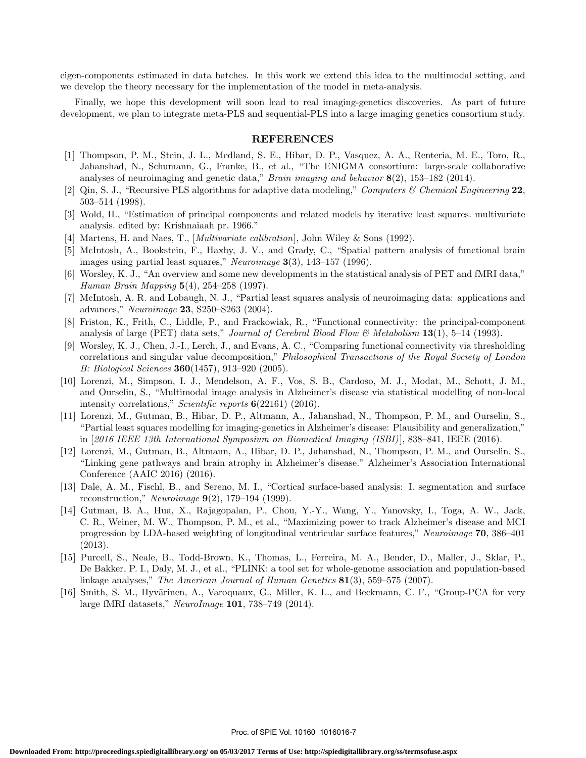eigen-components estimated in data batches. In this work we extend this idea to the multimodal setting, and we develop the theory necessary for the implementation of the model in meta-analysis.

Finally, we hope this development will soon lead to real imaging-genetics discoveries. As part of future development, we plan to integrate meta-PLS and sequential-PLS into a large imaging genetics consortium study.

## REFERENCES

[1] Thompson, P. M., Stein, J. L., Medland, S. E., Hibar, D. P., Vasquez, A. A., Renteria, M. E., Toro, R., Jahanshad, N., Schumann, G., Franke, B., et al., "The ENIGMA consortium: large-scale collaborative analyses of neuroimaging and genetic data," *Brain imaging and behavior* **8**(2), 153–182 (2014).

[2] Qin, S. J., "Recursive PLS algorithms for adaptive data modeling," *Computers & Chemical Engineering* **22**, 503–514 (1998).

[3] Wold, H., "Estimation of principal components and related models by iterative least squares. multivariate analysis. edited by: Krishnaiaah pr. 1966."

[4] Martens, H. and Naes, T., [*Multivariate calibration*], John Wiley & Sons (1992).

[5] McIntosh, A., Bookstein, F., Haxby, J. V., and Grady, C., "Spatial pattern analysis of functional brain images using partial least squares," *Neuroimage* **3**(3), 143–157 (1996).

[6] Worsley, K. J., "An overview and some new developments in the statistical analysis of PET and fMRI data," *Human Brain Mapping* **5**(4), 254–258 (1997).

[7] McIntosh, A. R. and Lobaugh, N. J., "Partial least squares analysis of neuroimaging data: applications and advances," *Neuroimage* **23**, S250–S263 (2004).

[8] Friston, K., Frith, C., Liddle, P., and Frackowiak, R., "Functional connectivity: the principal-component analysis of large (PET) data sets," *Journal of Cerebral Blood Flow & Metabolism* **13**(1), 5–14 (1993).

[9] Worsley, K. J., Chen, J.-I., Lerch, J., and Evans, A. C., "Comparing functional connectivity via thresholding correlations and singular value decomposition," *Philosophical Transactions of the Royal Society of London B: Biological Sciences* **360**(1457), 913–920 (2005).

[10] Lorenzi, M., Simpson, I. J., Mendelson, A. F., Vos, S. B., Cardoso, M. J., Modat, M., Schott, J. M., and Ourselin, S., "Multimodal image analysis in Alzheimer's disease via statistical modelling of non-local intensity correlations," *Scientific reports* **6**(22161) (2016).

[11] Lorenzi, M., Gutman, B., Hibar, D. P., Altmann, A., Jahanshad, N., Thompson, P. M., and Ourselin, S., "Partial least squares modelling for imaging-genetics in Alzheimer's disease: Plausibility and generalization," in [*2016 IEEE 13th International Symposium on Biomedical Imaging (ISBI)*], 838–841, IEEE (2016).

[12] Lorenzi, M., Gutman, B., Altmann, A., Hibar, D. P., Jahanshad, N., Thompson, P. M., and Ourselin, S., "Linking gene pathways and brain atrophy in Alzheimer's disease." Alzheimer's Association International Conference (AAIC 2016) (2016).

[13] Dale, A. M., Fischl, B., and Sereno, M. I., "Cortical surface-based analysis: I. segmentation and surface reconstruction," *Neuroimage* **9**(2), 179–194 (1999).

[14] Gutman, B. A., Hua, X., Rajagopalan, P., Chou, Y.-Y., Wang, Y., Yanovsky, I., Toga, A. W., Jack, C. R., Weiner, M. W., Thompson, P. M., et al., "Maximizing power to track Alzheimer's disease and MCI progression by LDA-based weighting of longitudinal ventricular surface features," *Neuroimage* **70**, 386–401 (2013).

[15] Purcell, S., Neale, B., Todd-Brown, K., Thomas, L., Ferreira, M. A., Bender, D., Maller, J., Sklar, P., De Bakker, P. I., Daly, M. J., et al., "PLINK: a tool set for whole-genome association and population-based linkage analyses," *The American Journal of Human Genetics* **81**(3), 559–575 (2007).

[16] Smith, S. M., Hyvärinen, A., Varoquaux, G., Miller, K. L., and Beckmann, C. F., "Group-PCA for very large fMRI datasets," *NeuroImage* **101**, 738–749 (2014).